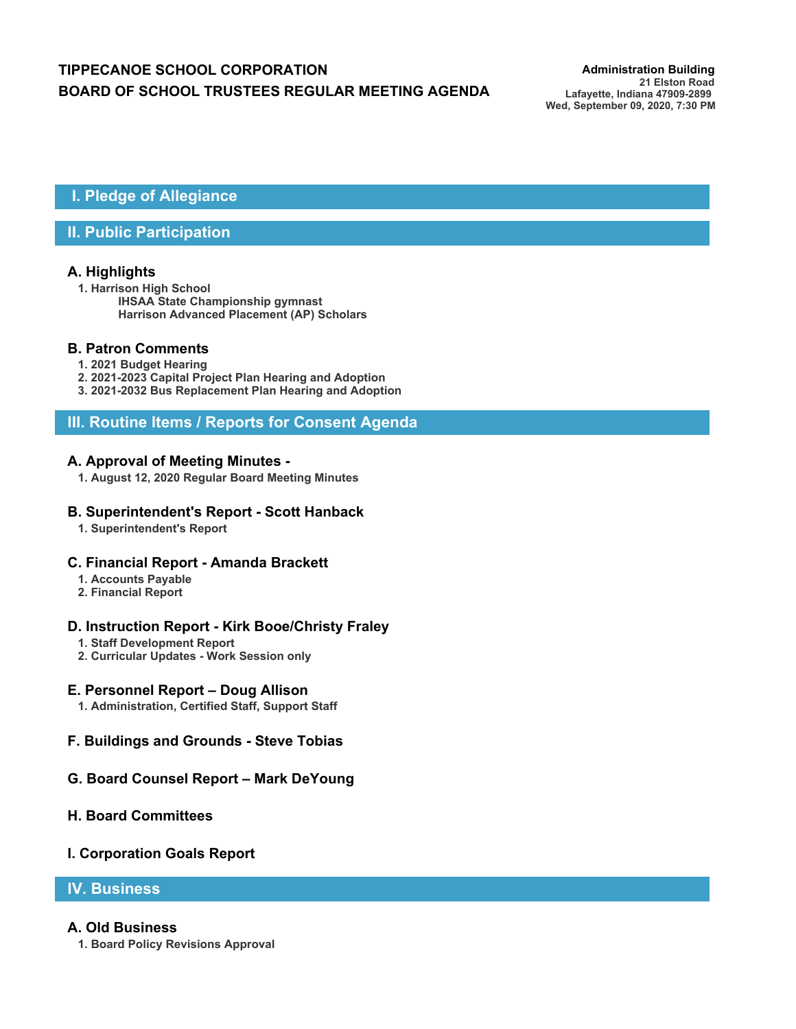# TIPPECANOE SCHOOL CORPORATION
# BOARD OF SCHOOL TRUSTEES REGULAR MEETING AGENDA

**Administration Building**
21 Elston Road
Lafayette, Indiana 47909-2899
Wed, September 09, 2020, 7:30 PM

## I. Pledge of Allegiance

## II. Public Participation

### A. Highlights

1. Harrison High School
   - IHSAA State Championship gymnast
   - Harrison Advanced Placement (AP) Scholars

### B. Patron Comments

1. 2021 Budget Hearing
2. 2021-2023 Capital Project Plan Hearing and Adoption
3. 2021-2032 Bus Replacement Plan Hearing and Adoption

## III. Routine Items / Reports for Consent Agenda

### A. Approval of Meeting Minutes -

1. August 12, 2020 Regular Board Meeting Minutes

### B. Superintendent's Report - Scott Hanback

1. Superintendent's Report

### C. Financial Report - Amanda Brackett

1. Accounts Payable
2. Financial Report

### D. Instruction Report - Kirk Booe/Christy Fraley

1. Staff Development Report
2. Curricular Updates - Work Session only

### E. Personnel Report – Doug Allison

1. Administration, Certified Staff, Support Staff

### F. Buildings and Grounds - Steve Tobias

### G. Board Counsel Report – Mark DeYoung

### H. Board Committees

### I. Corporation Goals Report

## IV. Business

### A. Old Business

1. Board Policy Revisions Approval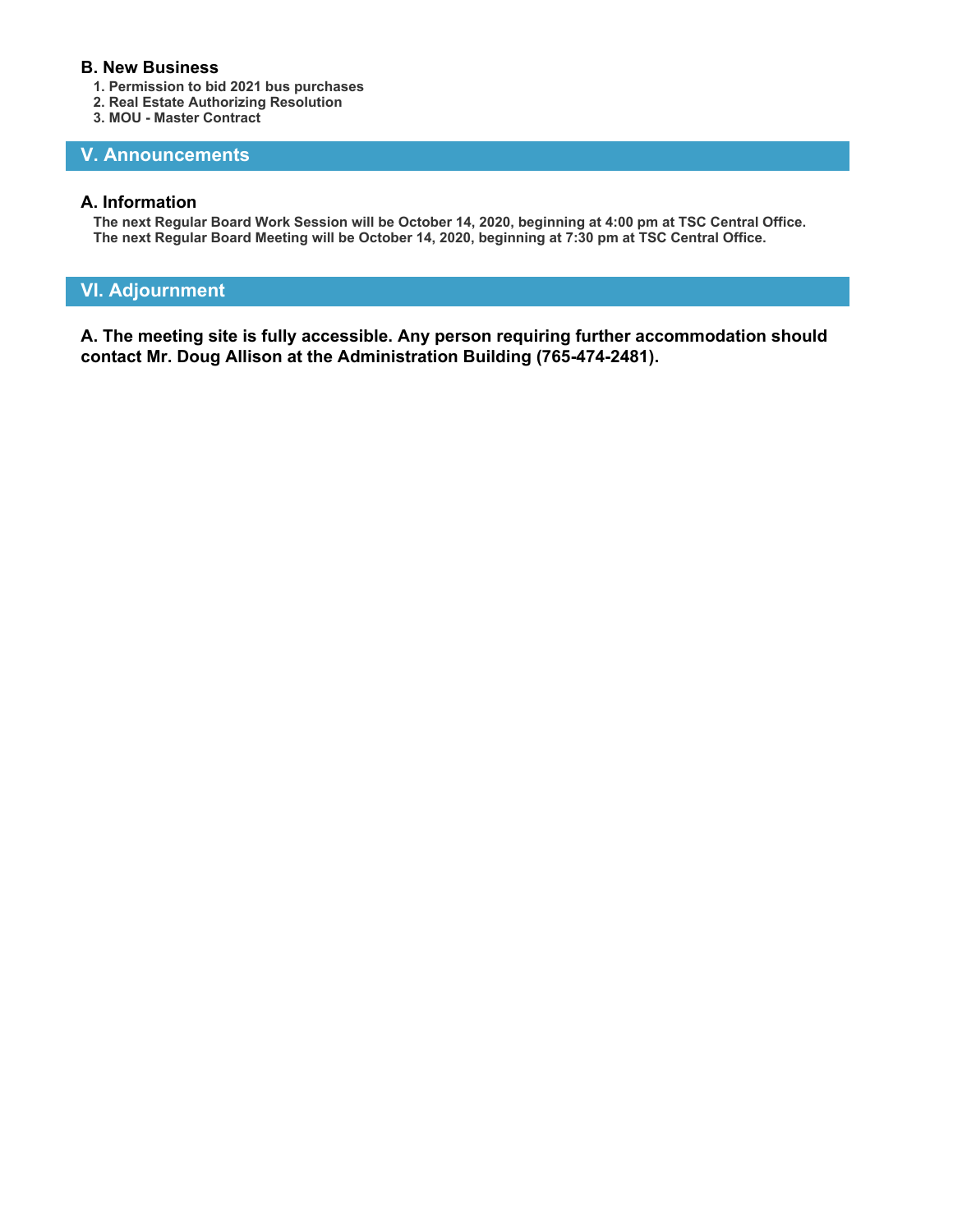### B. New Business

1. Permission to bid 2021 bus purchases
2. Real Estate Authorizing Resolution
3. MOU - Master Contract

## V. Announcements

### A. Information

The next Regular Board Work Session will be October 14, 2020, beginning at 4:00 pm at TSC Central Office.
The next Regular Board Meeting will be October 14, 2020, beginning at 7:30 pm at TSC Central Office.

## VI. Adjournment

**A. The meeting site is fully accessible. Any person requiring further accommodation should contact Mr. Doug Allison at the Administration Building (765-474-2481).**